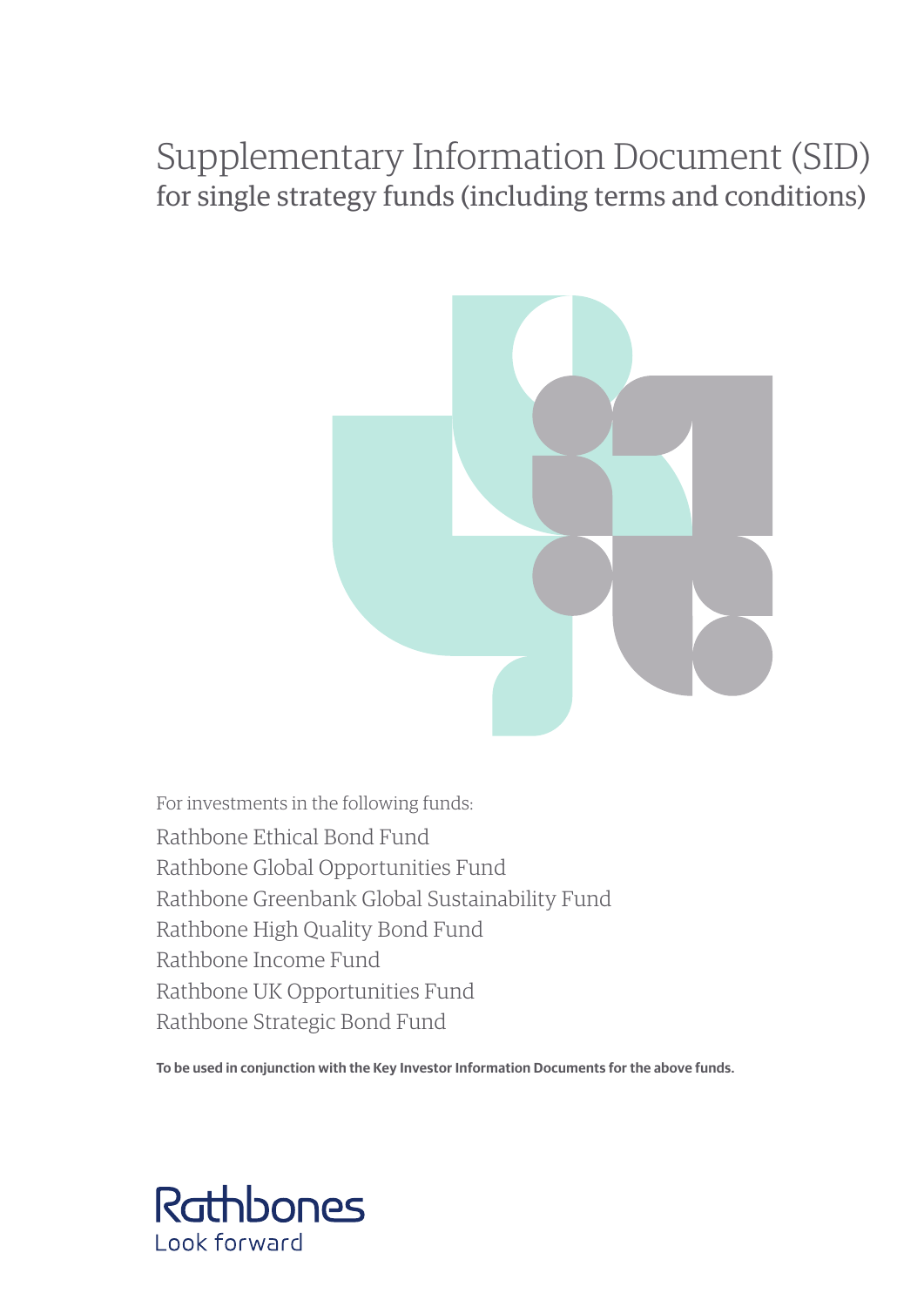# Supplementary Information Document (SID)

## for single strategy funds (including terms and conditions)

For investments in the following funds:

Rathbone Ethical Bond Fund
Rathbone Global Opportunities Fund
Rathbone Greenbank Global Sustainability Fund
Rathbone High Quality Bond Fund
Rathbone Income Fund
Rathbone UK Opportunities Fund
Rathbone Strategic Bond Fund

**To be used in conjunction with the Key Investor Information Documents for the above funds.**

Rathbones
Look forward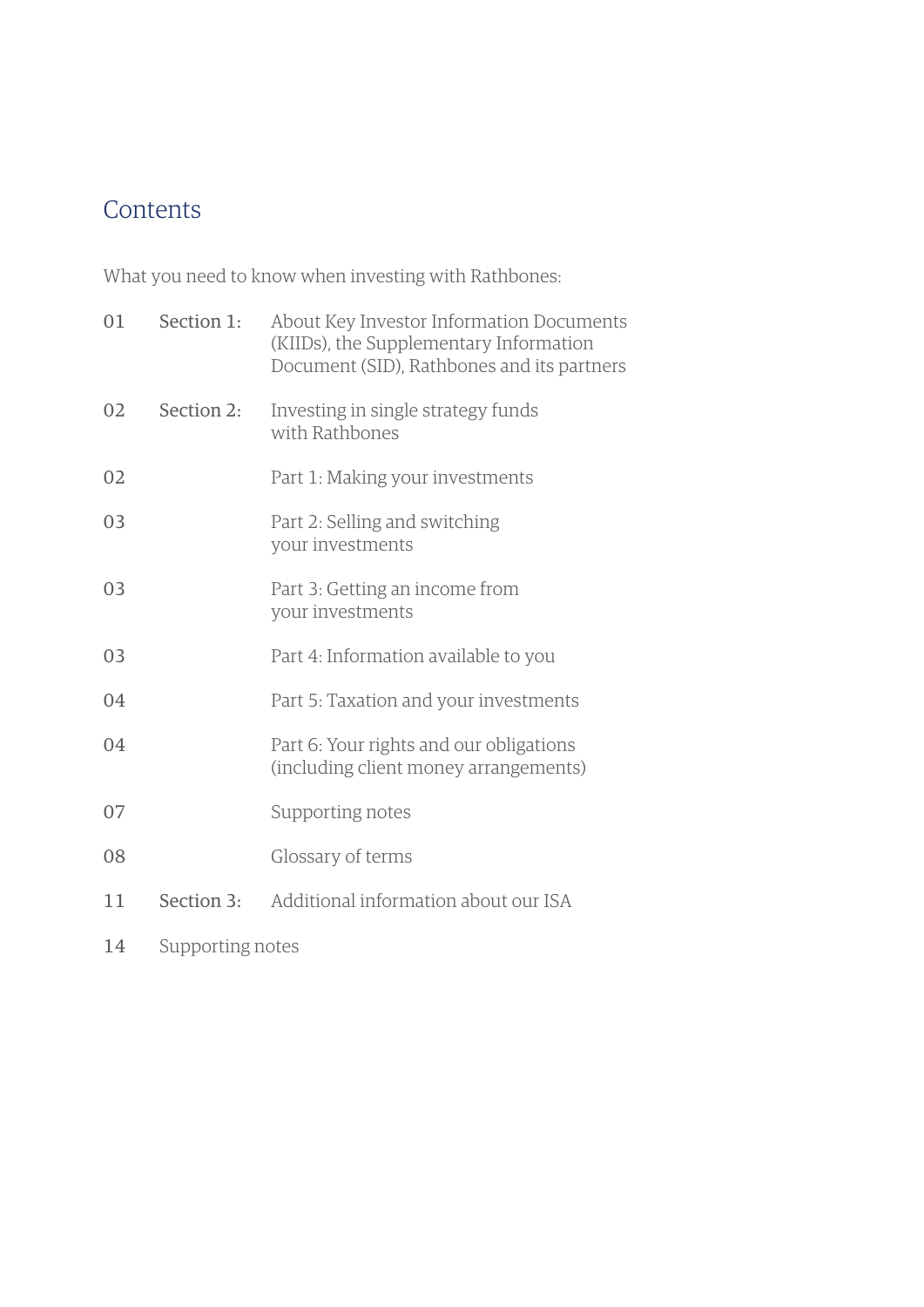# Contents

What you need to know when investing with Rathbones:

| | | |
|---|---|---|
| 01 | Section 1: | About Key Investor Information Documents (KIIDs), the Supplementary Information Document (SID), Rathbones and its partners |
| 02 | Section 2: | Investing in single strategy funds with Rathbones |
| 02 | | Part 1: Making your investments |
| 03 | | Part 2: Selling and switching your investments |
| 03 | | Part 3: Getting an income from your investments |
| 03 | | Part 4: Information available to you |
| 04 | | Part 5: Taxation and your investments |
| 04 | | Part 6: Your rights and our obligations (including client money arrangements) |
| 07 | | Supporting notes |
| 08 | | Glossary of terms |
| 11 | Section 3: | Additional information about our ISA |
| 14 | Supporting notes | |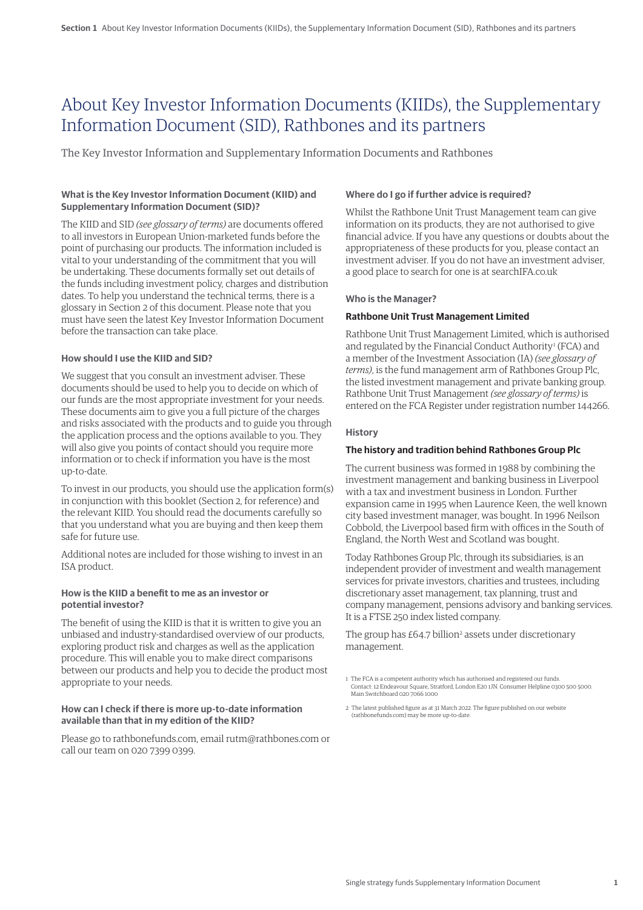# About Key Investor Information Documents (KIIDs), the Supplementary Information Document (SID), Rathbones and its partners

The Key Investor Information and Supplementary Information Documents and Rathbones

### What is the Key Investor Information Document (KIID) and Supplementary Information Document (SID)?

The KIID and SID *(see glossary of terms)* are documents offered to all investors in European Union-marketed funds before the point of purchasing our products. The information included is vital to your understanding of the commitment that you will be undertaking. These documents formally set out details of the funds including investment policy, charges and distribution dates. To help you understand the technical terms, there is a glossary in Section 2 of this document. Please note that you must have seen the latest Key Investor Information Document before the transaction can take place.

### How should I use the KIID and SID?

We suggest that you consult an investment adviser. These documents should be used to help you to decide on which of our funds are the most appropriate investment for your needs. These documents aim to give you a full picture of the charges and risks associated with the products and to guide you through the application process and the options available to you. They will also give you points of contact should you require more information or to check if information you have is the most up-to-date.

To invest in our products, you should use the application form(s) in conjunction with this booklet (Section 2, for reference) and the relevant KIID. You should read the documents carefully so that you understand what you are buying and then keep them safe for future use.

Additional notes are included for those wishing to invest in an ISA product.

### How is the KIID a benefit to me as an investor or potential investor?

The benefit of using the KIID is that it is written to give you an unbiased and industry-standardised overview of our products, exploring product risk and charges as well as the application procedure. This will enable you to make direct comparisons between our products and help you to decide the product most appropriate to your needs.

### How can I check if there is more up-to-date information available than that in my edition of the KIID?

Please go to rathbonefunds.com, email rutm@rathbones.com or call our team on 020 7399 0399.

### Where do I go if further advice is required?

Whilst the Rathbone Unit Trust Management team can give information on its products, they are not authorised to give financial advice. If you have any questions or doubts about the appropriateness of these products for you, please contact an investment adviser. If you do not have an investment adviser, a good place to search for one is at searchIFA.co.uk

### Who is the Manager?

**Rathbone Unit Trust Management Limited**

Rathbone Unit Trust Management Limited, which is authorised and regulated by the Financial Conduct Authority[1] (FCA) and a member of the Investment Association (IA) *(see glossary of terms)*, is the fund management arm of Rathbones Group Plc, the listed investment management and private banking group. Rathbone Unit Trust Management *(see glossary of terms)* is entered on the FCA Register under registration number 144266.

### History

**The history and tradition behind Rathbones Group Plc**

The current business was formed in 1988 by combining the investment management and banking business in Liverpool with a tax and investment business in London. Further expansion came in 1995 when Laurence Keen, the well known city based investment manager, was bought. In 1996 Neilson Cobbold, the Liverpool based firm with offices in the South of England, the North West and Scotland was bought.

Today Rathbones Group Plc, through its subsidiaries, is an independent provider of investment and wealth management services for private investors, charities and trustees, including discretionary asset management, tax planning, trust and company management, pensions advisory and banking services. It is a FTSE 250 index listed company.

The group has £64.7 billion[2] assets under discretionary management.

1 The FCA is a competent authority which has authorised and registered our funds. Contact: 12 Endeavour Square, Stratford, London E20 1JN. Consumer Helpline 0300 500 5000. Main Switchboard 020 7066 1000

2 The latest published figure as at 31 March 2022. The figure published on our website (rathbonefunds.com) may be more up-to-date.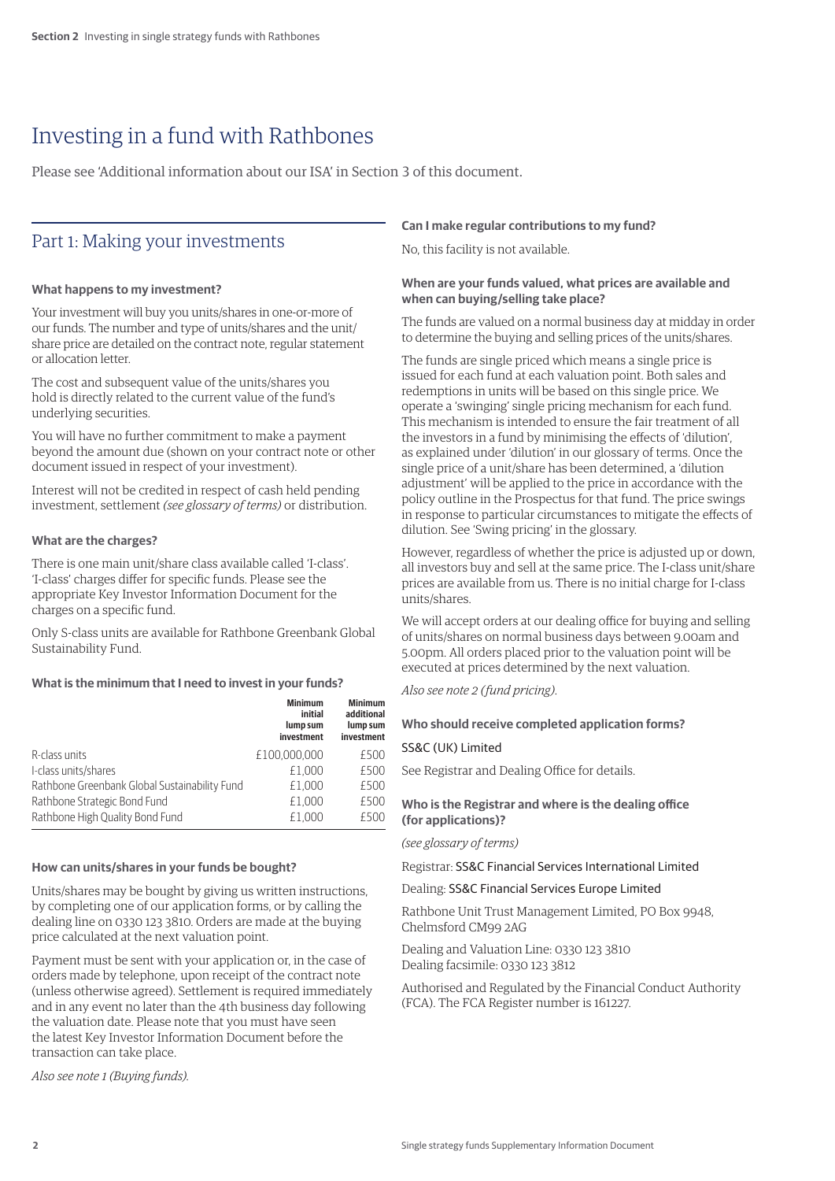// Invest in a fund with Rathbones

# Investing in a fund with Rathbones

Please see 'Additional information about our ISA' in Section 3 of this document.

## Part 1: Making your investments

**What happens to my investment?**

Your investment will buy you units/shares in one-or-more of our funds. The number and type of units/shares and the unit/share price are detailed on the contract note, regular statement or allocation letter.

The cost and subsequent value of the units/shares you hold is directly related to the current value of the fund's underlying securities.

You will have no further commitment to make a payment beyond the amount due (shown on your contract note or other document issued in respect of your investment).

Interest will not be credited in respect of cash held pending investment, settlement *(see glossary of terms)* or distribution.

**What are the charges?**

There is one main unit/share class available called 'I-class'. 'I-class' charges differ for specific funds. Please see the appropriate Key Investor Information Document for the charges on a specific fund.

Only S-class units are available for Rathbone Greenbank Global Sustainability Fund.

**What is the minimum that I need to invest in your funds?**

| | Minimum initial lump sum investment | Minimum additional lump sum investment |
|---|---|---|
| R-class units | £100,000,000 | £500 |
| I-class units/shares | £1,000 | £500 |
| Rathbone Greenbank Global Sustainability Fund | £1,000 | £500 |
| Rathbone Strategic Bond Fund | £1,000 | £500 |
| Rathbone High Quality Bond Fund | £1,000 | £500 |

**How can units/shares in your funds be bought?**

Units/shares may be bought by giving us written instructions, by completing one of our application forms, or by calling the dealing line on 0330 123 3810. Orders are made at the buying price calculated at the next valuation point.

Payment must be sent with your application or, in the case of orders made by telephone, upon receipt of the contract note (unless otherwise agreed). Settlement is required immediately and in any event no later than the 4th business day following the valuation date. Please note that you must have seen the latest Key Investor Information Document before the transaction can take place.

*Also see note 1 (Buying funds).*

**Can I make regular contributions to my fund?**

No, this facility is not available.

**When are your funds valued, what prices are available and when can buying/selling take place?**

The funds are valued on a normal business day at midday in order to determine the buying and selling prices of the units/shares.

The funds are single priced which means a single price is issued for each fund at each valuation point. Both sales and redemptions in units will be based on this single price. We operate a 'swinging' single pricing mechanism for each fund. This mechanism is intended to ensure the fair treatment of all the investors in a fund by minimising the effects of 'dilution', as explained under 'dilution' in our glossary of terms. Once the single price of a unit/share has been determined, a 'dilution adjustment' will be applied to the price in accordance with the policy outline in the Prospectus for that fund. The price swings in response to particular circumstances to mitigate the effects of dilution. See 'Swing pricing' in the glossary.

However, regardless of whether the price is adjusted up or down, all investors buy and sell at the same price. The I-class unit/share prices are available from us. There is no initial charge for I-class units/shares.

We will accept orders at our dealing office for buying and selling of units/shares on normal business days between 9.00am and 5.00pm. All orders placed prior to the valuation point will be executed at prices determined by the next valuation.

*Also see note 2 (fund pricing).*

**Who should receive completed application forms?**

SS&C (UK) Limited

See Registrar and Dealing Office for details.

**Who is the Registrar and where is the dealing office (for applications)?**

*(see glossary of terms)*

Registrar: SS&C Financial Services International Limited

Dealing: SS&C Financial Services Europe Limited

Rathbone Unit Trust Management Limited, PO Box 9948, Chelmsford CM99 2AG

Dealing and Valuation Line: 0330 123 3810
Dealing facsimile: 0330 123 3812

Authorised and Regulated by the Financial Conduct Authority (FCA). The FCA Register number is 161227.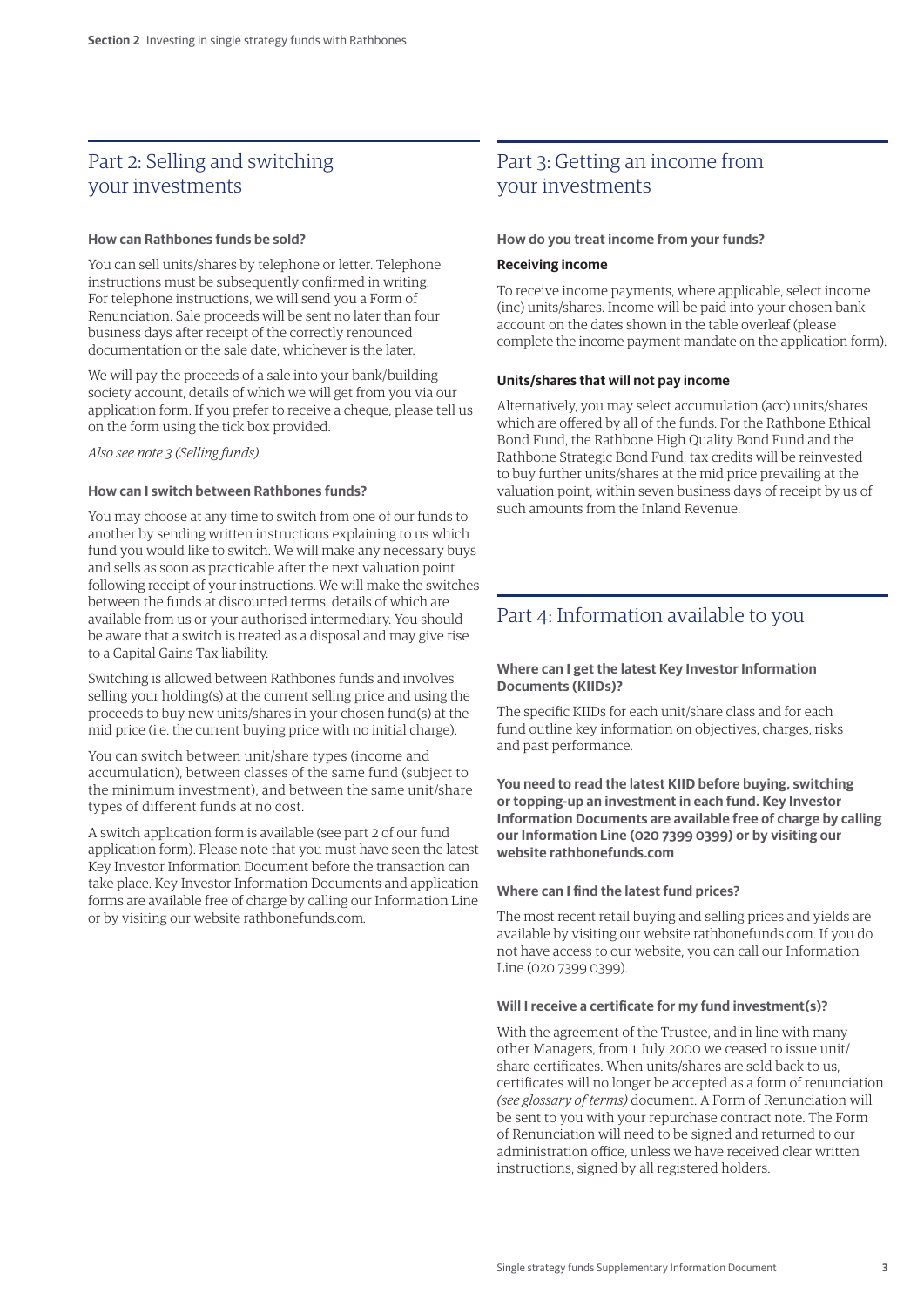## Part 2: Selling and switching your investments

### How can Rathbones funds be sold?

You can sell units/shares by telephone or letter. Telephone instructions must be subsequently confirmed in writing. For telephone instructions, we will send you a Form of Renunciation. Sale proceeds will be sent no later than four business days after receipt of the correctly renounced documentation or the sale date, whichever is the later.

We will pay the proceeds of a sale into your bank/building society account, details of which we will get from you via our application form. If you prefer to receive a cheque, please tell us on the form using the tick box provided.

*Also see note 3 (Selling funds).*

### How can I switch between Rathbones funds?

You may choose at any time to switch from one of our funds to another by sending written instructions explaining to us which fund you would like to switch. We will make any necessary buys and sells as soon as practicable after the next valuation point following receipt of your instructions. We will make the switches between the funds at discounted terms, details of which are available from us or your authorised intermediary. You should be aware that a switch is treated as a disposal and may give rise to a Capital Gains Tax liability.

Switching is allowed between Rathbones funds and involves selling your holding(s) at the current selling price and using the proceeds to buy new units/shares in your chosen fund(s) at the mid price (i.e. the current buying price with no initial charge).

You can switch between unit/share types (income and accumulation), between classes of the same fund (subject to the minimum investment), and between the same unit/share types of different funds at no cost.

A switch application form is available (see part 2 of our fund application form). Please note that you must have seen the latest Key Investor Information Document before the transaction can take place. Key Investor Information Documents and application forms are available free of charge by calling our Information Line or by visiting our website rathbonefunds.com.

## Part 3: Getting an income from your investments

### How do you treat income from your funds?

**Receiving income**

To receive income payments, where applicable, select income (inc) units/shares. Income will be paid into your chosen bank account on the dates shown in the table overleaf (please complete the income payment mandate on the application form).

**Units/shares that will not pay income**

Alternatively, you may select accumulation (acc) units/shares which are offered by all of the funds. For the Rathbone Ethical Bond Fund, the Rathbone High Quality Bond Fund and the Rathbone Strategic Bond Fund, tax credits will be reinvested to buy further units/shares at the mid price prevailing at the valuation point, within seven business days of receipt by us of such amounts from the Inland Revenue.

## Part 4: Information available to you

### Where can I get the latest Key Investor Information Documents (KIIDs)?

The specific KIIDs for each unit/share class and for each fund outline key information on objectives, charges, risks and past performance.

**You need to read the latest KIID before buying, switching or topping-up an investment in each fund. Key Investor Information Documents are available free of charge by calling our Information Line (020 7399 0399) or by visiting our website rathbonefunds.com**

### Where can I find the latest fund prices?

The most recent retail buying and selling prices and yields are available by visiting our website rathbonefunds.com. If you do not have access to our website, you can call our Information Line (020 7399 0399).

### Will I receive a certificate for my fund investment(s)?

With the agreement of the Trustee, and in line with many other Managers, from 1 July 2000 we ceased to issue unit/share certificates. When units/shares are sold back to us, certificates will no longer be accepted as a form of renunciation *(see glossary of terms)* document. A Form of Renunciation will be sent to you with your repurchase contract note. The Form of Renunciation will need to be signed and returned to our administration office, unless we have received clear written instructions, signed by all registered holders.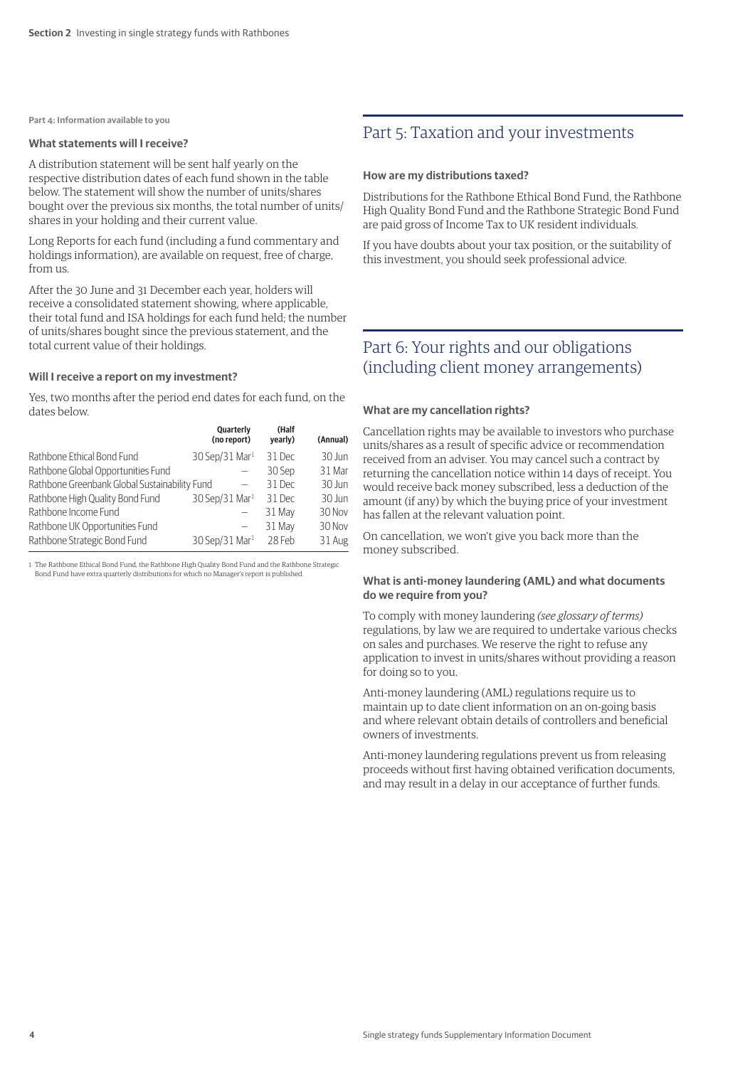Part 4: Information available to you

### What statements will I receive?

A distribution statement will be sent half yearly on the respective distribution dates of each fund shown in the table below. The statement will show the number of units/shares bought over the previous six months, the total number of units/shares in your holding and their current value.

Long Reports for each fund (including a fund commentary and holdings information), are available on request, free of charge, from us.

After the 30 June and 31 December each year, holders will receive a consolidated statement showing, where applicable, their total fund and ISA holdings for each fund held; the number of units/shares bought since the previous statement, and the total current value of their holdings.

### Will I receive a report on my investment?

Yes, two months after the period end dates for each fund, on the dates below.

| | Quarterly (no report) | (Half yearly) | (Annual) |
|---|---|---|---|
| Rathbone Ethical Bond Fund | 30 Sep/31 Mar[1] | 31 Dec | 30 Jun |
| Rathbone Global Opportunities Fund | – | 30 Sep | 31 Mar |
| Rathbone Greenbank Global Sustainability Fund | – | 31 Dec | 30 Jun |
| Rathbone High Quality Bond Fund | 30 Sep/31 Mar[1] | 31 Dec | 30 Jun |
| Rathbone Income Fund | – | 31 May | 30 Nov |
| Rathbone UK Opportunities Fund | – | 31 May | 30 Nov |
| Rathbone Strategic Bond Fund | 30 Sep/31 Mar[1] | 28 Feb | 31 Aug |

1 The Rathbone Ethical Bond Fund, the Rathbone High Quality Bond Fund and the Rathbone Strategic Bond Fund have extra quarterly distributions for which no Manager's report is published.

## Part 5: Taxation and your investments

### How are my distributions taxed?

Distributions for the Rathbone Ethical Bond Fund, the Rathbone High Quality Bond Fund and the Rathbone Strategic Bond Fund are paid gross of Income Tax to UK resident individuals.

If you have doubts about your tax position, or the suitability of this investment, you should seek professional advice.

## Part 6: Your rights and our obligations (including client money arrangements)

### What are my cancellation rights?

Cancellation rights may be available to investors who purchase units/shares as a result of specific advice or recommendation received from an adviser. You may cancel such a contract by returning the cancellation notice within 14 days of receipt. You would receive back money subscribed, less a deduction of the amount (if any) by which the buying price of your investment has fallen at the relevant valuation point.

On cancellation, we won't give you back more than the money subscribed.

### What is anti-money laundering (AML) and what documents do we require from you?

To comply with money laundering *(see glossary of terms)* regulations, by law we are required to undertake various checks on sales and purchases. We reserve the right to refuse any application to invest in units/shares without providing a reason for doing so to you.

Anti-money laundering (AML) regulations require us to maintain up to date client information on an on-going basis and where relevant obtain details of controllers and beneficial owners of investments.

Anti-money laundering regulations prevent us from releasing proceeds without first having obtained verification documents, and may result in a delay in our acceptance of further funds.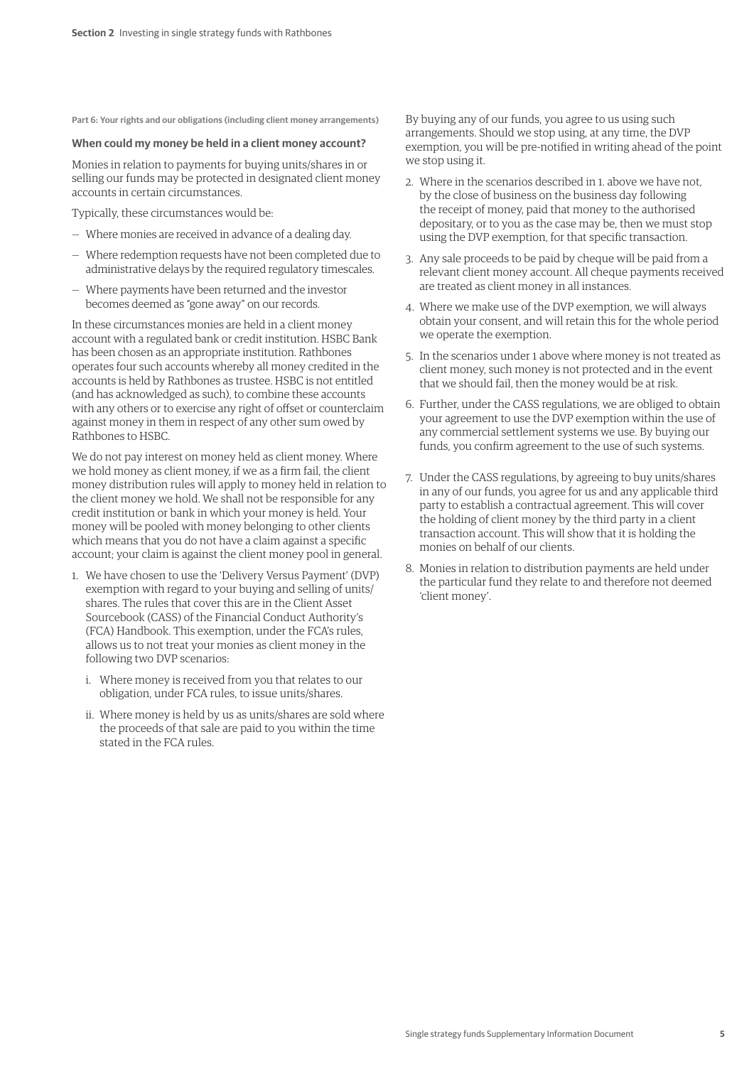Part 6: Your rights and our obligations (including client money arrangements)

### When could my money be held in a client money account?

Monies in relation to payments for buying units/shares in or selling our funds may be protected in designated client money accounts in certain circumstances.

Typically, these circumstances would be:

- Where monies are received in advance of a dealing day.
- Where redemption requests have not been completed due to administrative delays by the required regulatory timescales.
- Where payments have been returned and the investor becomes deemed as "gone away" on our records.

In these circumstances monies are held in a client money account with a regulated bank or credit institution. HSBC Bank has been chosen as an appropriate institution. Rathbones operates four such accounts whereby all money credited in the accounts is held by Rathbones as trustee. HSBC is not entitled (and has acknowledged as such), to combine these accounts with any others or to exercise any right of offset or counterclaim against money in them in respect of any other sum owed by Rathbones to HSBC.

We do not pay interest on money held as client money. Where we hold money as client money, if we as a firm fail, the client money distribution rules will apply to money held in relation to the client money we hold. We shall not be responsible for any credit institution or bank in which your money is held. Your money will be pooled with money belonging to other clients which means that you do not have a claim against a specific account; your claim is against the client money pool in general.

1. We have chosen to use the 'Delivery Versus Payment' (DVP) exemption with regard to your buying and selling of units/shares. The rules that cover this are in the Client Asset Sourcebook (CASS) of the Financial Conduct Authority's (FCA) Handbook. This exemption, under the FCA's rules, allows us to not treat your monies as client money in the following two DVP scenarios:
   i. Where money is received from you that relates to our obligation, under FCA rules, to issue units/shares.
   ii. Where money is held by us as units/shares are sold where the proceeds of that sale are paid to you within the time stated in the FCA rules.

   By buying any of our funds, you agree to us using such arrangements. Should we stop using, at any time, the DVP exemption, you will be pre-notified in writing ahead of the point we stop using it.
2. Where in the scenarios described in 1. above we have not, by the close of business on the business day following the receipt of money, paid that money to the authorised depositary, or to you as the case may be, then we must stop using the DVP exemption, for that specific transaction.
3. Any sale proceeds to be paid by cheque will be paid from a relevant client money account. All cheque payments received are treated as client money in all instances.
4. Where we make use of the DVP exemption, we will always obtain your consent, and will retain this for the whole period we operate the exemption.
5. In the scenarios under 1 above where money is not treated as client money, such money is not protected and in the event that we should fail, then the money would be at risk.
6. Further, under the CASS regulations, we are obliged to obtain your agreement to use the DVP exemption within the use of any commercial settlement systems we use. By buying our funds, you confirm agreement to the use of such systems.
7. Under the CASS regulations, by agreeing to buy units/shares in any of our funds, you agree for us and any applicable third party to establish a contractual agreement. This will cover the holding of client money by the third party in a client transaction account. This will show that it is holding the monies on behalf of our clients.
8. Monies in relation to distribution payments are held under the particular fund they relate to and therefore not deemed 'client money'.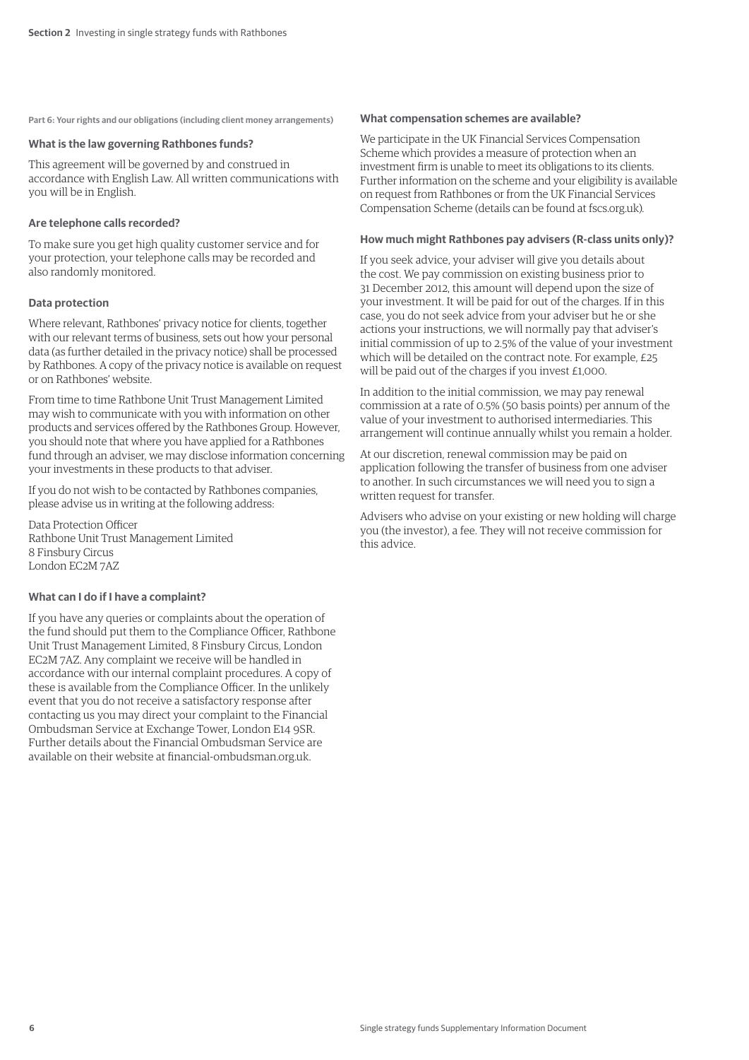Part 6: Your rights and our obligations (including client money arrangements)

### What is the law governing Rathbones funds?

This agreement will be governed by and construed in accordance with English Law. All written communications with you will be in English.

### Are telephone calls recorded?

To make sure you get high quality customer service and for your protection, your telephone calls may be recorded and also randomly monitored.

### Data protection

Where relevant, Rathbones' privacy notice for clients, together with our relevant terms of business, sets out how your personal data (as further detailed in the privacy notice) shall be processed by Rathbones. A copy of the privacy notice is available on request or on Rathbones' website.

From time to time Rathbone Unit Trust Management Limited may wish to communicate with you with information on other products and services offered by the Rathbones Group. However, you should note that where you have applied for a Rathbones fund through an adviser, we may disclose information concerning your investments in these products to that adviser.

If you do not wish to be contacted by Rathbones companies, please advise us in writing at the following address:

Data Protection Officer
Rathbone Unit Trust Management Limited
8 Finsbury Circus
London EC2M 7AZ

### What can I do if I have a complaint?

If you have any queries or complaints about the operation of the fund should put them to the Compliance Officer, Rathbone Unit Trust Management Limited, 8 Finsbury Circus, London EC2M 7AZ. Any complaint we receive will be handled in accordance with our internal complaint procedures. A copy of these is available from the Compliance Officer. In the unlikely event that you do not receive a satisfactory response after contacting us you may direct your complaint to the Financial Ombudsman Service at Exchange Tower, London E14 9SR. Further details about the Financial Ombudsman Service are available on their website at financial-ombudsman.org.uk.

### What compensation schemes are available?

We participate in the UK Financial Services Compensation Scheme which provides a measure of protection when an investment firm is unable to meet its obligations to its clients. Further information on the scheme and your eligibility is available on request from Rathbones or from the UK Financial Services Compensation Scheme (details can be found at fscs.org.uk).

### How much might Rathbones pay advisers (R-class units only)?

If you seek advice, your adviser will give you details about the cost. We pay commission on existing business prior to 31 December 2012, this amount will depend upon the size of your investment. It will be paid for out of the charges. If in this case, you do not seek advice from your adviser but he or she actions your instructions, we will normally pay that adviser's initial commission of up to 2.5% of the value of your investment which will be detailed on the contract note. For example, £25 will be paid out of the charges if you invest £1,000.

In addition to the initial commission, we may pay renewal commission at a rate of 0.5% (50 basis points) per annum of the value of your investment to authorised intermediaries. This arrangement will continue annually whilst you remain a holder.

At our discretion, renewal commission may be paid on application following the transfer of business from one adviser to another. In such circumstances we will need you to sign a written request for transfer.

Advisers who advise on your existing or new holding will charge you (the investor), a fee. They will not receive commission for this advice.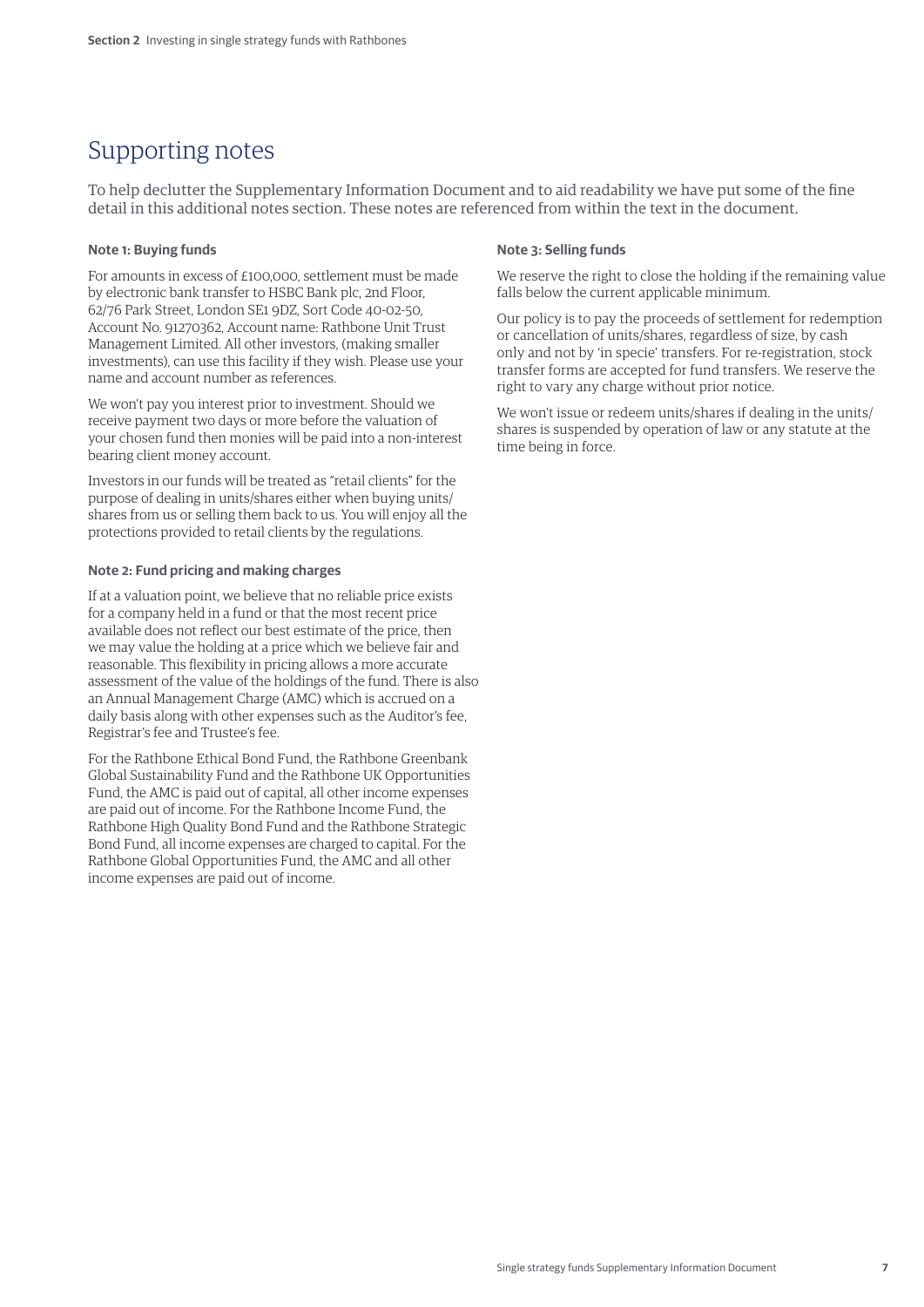## Supporting notes

To help declutter the Supplementary Information Document and to aid readability we have put some of the fine detail in this additional notes section. These notes are referenced from within the text in the document.

### Note 1: Buying funds

For amounts in excess of £100,000, settlement must be made by electronic bank transfer to HSBC Bank plc, 2nd Floor, 62/76 Park Street, London SE1 9DZ, Sort Code 40-02-50, Account No. 91270362, Account name: Rathbone Unit Trust Management Limited. All other investors, (making smaller investments), can use this facility if they wish. Please use your name and account number as references.

We won't pay you interest prior to investment. Should we receive payment two days or more before the valuation of your chosen fund then monies will be paid into a non-interest bearing client money account.

Investors in our funds will be treated as "retail clients" for the purpose of dealing in units/shares either when buying units/shares from us or selling them back to us. You will enjoy all the protections provided to retail clients by the regulations.

### Note 2: Fund pricing and making charges

If at a valuation point, we believe that no reliable price exists for a company held in a fund or that the most recent price available does not reflect our best estimate of the price, then we may value the holding at a price which we believe fair and reasonable. This flexibility in pricing allows a more accurate assessment of the value of the holdings of the fund. There is also an Annual Management Charge (AMC) which is accrued on a daily basis along with other expenses such as the Auditor's fee, Registrar's fee and Trustee's fee.

For the Rathbone Ethical Bond Fund, the Rathbone Greenbank Global Sustainability Fund and the Rathbone UK Opportunities Fund, the AMC is paid out of capital, all other income expenses are paid out of income. For the Rathbone Income Fund, the Rathbone High Quality Bond Fund and the Rathbone Strategic Bond Fund, all income expenses are charged to capital. For the Rathbone Global Opportunities Fund, the AMC and all other income expenses are paid out of income.

### Note 3: Selling funds

We reserve the right to close the holding if the remaining value falls below the current applicable minimum.

Our policy is to pay the proceeds of settlement for redemption or cancellation of units/shares, regardless of size, by cash only and not by 'in specie' transfers. For re-registration, stock transfer forms are accepted for fund transfers. We reserve the right to vary any charge without prior notice.

We won't issue or redeem units/shares if dealing in the units/shares is suspended by operation of law or any statute at the time being in force.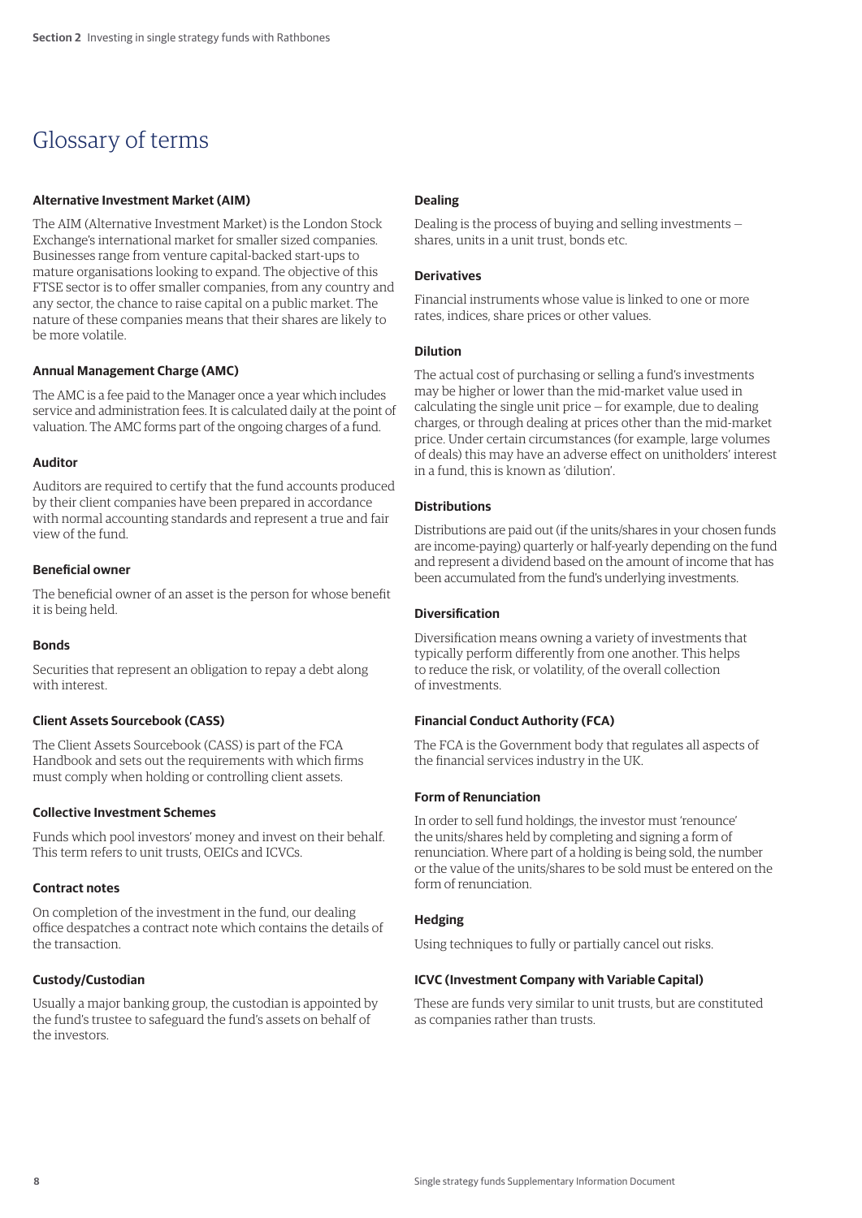# Glossary of terms

### Alternative Investment Market (AIM)

The AIM (Alternative Investment Market) is the London Stock Exchange's international market for smaller sized companies. Businesses range from venture capital-backed start-ups to mature organisations looking to expand. The objective of this FTSE sector is to offer smaller companies, from any country and any sector, the chance to raise capital on a public market. The nature of these companies means that their shares are likely to be more volatile.

### Annual Management Charge (AMC)

The AMC is a fee paid to the Manager once a year which includes service and administration fees. It is calculated daily at the point of valuation. The AMC forms part of the ongoing charges of a fund.

### Auditor

Auditors are required to certify that the fund accounts produced by their client companies have been prepared in accordance with normal accounting standards and represent a true and fair view of the fund.

### Beneficial owner

The beneficial owner of an asset is the person for whose benefit it is being held.

### Bonds

Securities that represent an obligation to repay a debt along with interest.

### Client Assets Sourcebook (CASS)

The Client Assets Sourcebook (CASS) is part of the FCA Handbook and sets out the requirements with which firms must comply when holding or controlling client assets.

### Collective Investment Schemes

Funds which pool investors' money and invest on their behalf. This term refers to unit trusts, OEICs and ICVCs.

### Contract notes

On completion of the investment in the fund, our dealing office despatches a contract note which contains the details of the transaction.

### Custody/Custodian

Usually a major banking group, the custodian is appointed by the fund's trustee to safeguard the fund's assets on behalf of the investors.

### Dealing

Dealing is the process of buying and selling investments — shares, units in a unit trust, bonds etc.

### Derivatives

Financial instruments whose value is linked to one or more rates, indices, share prices or other values.

### Dilution

The actual cost of purchasing or selling a fund's investments may be higher or lower than the mid-market value used in calculating the single unit price — for example, due to dealing charges, or through dealing at prices other than the mid-market price. Under certain circumstances (for example, large volumes of deals) this may have an adverse effect on unitholders' interest in a fund, this is known as 'dilution'.

### Distributions

Distributions are paid out (if the units/shares in your chosen funds are income-paying) quarterly or half-yearly depending on the fund and represent a dividend based on the amount of income that has been accumulated from the fund's underlying investments.

### Diversification

Diversification means owning a variety of investments that typically perform differently from one another. This helps to reduce the risk, or volatility, of the overall collection of investments.

### Financial Conduct Authority (FCA)

The FCA is the Government body that regulates all aspects of the financial services industry in the UK.

### Form of Renunciation

In order to sell fund holdings, the investor must 'renounce' the units/shares held by completing and signing a form of renunciation. Where part of a holding is being sold, the number or the value of the units/shares to be sold must be entered on the form of renunciation.

### Hedging

Using techniques to fully or partially cancel out risks.

### ICVC (Investment Company with Variable Capital)

These are funds very similar to unit trusts, but are constituted as companies rather than trusts.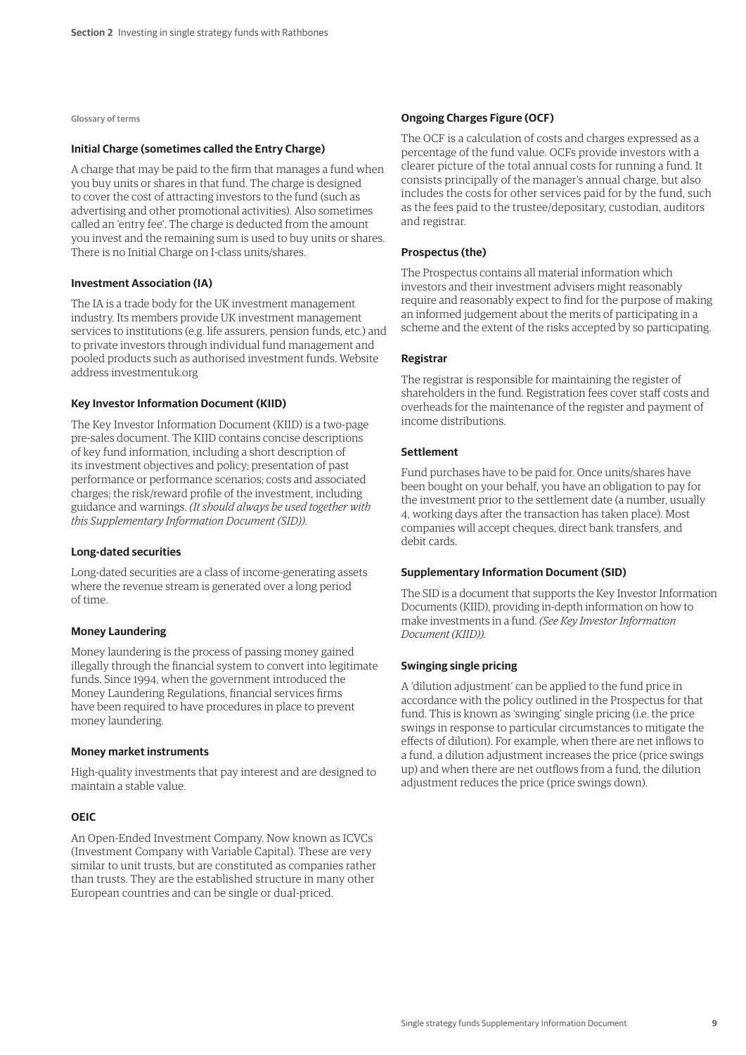Glossary of terms

### Initial Charge (sometimes called the Entry Charge)

A charge that may be paid to the firm that manages a fund when you buy units or shares in that fund. The charge is designed to cover the cost of attracting investors to the fund (such as advertising and other promotional activities). Also sometimes called an 'entry fee'. The charge is deducted from the amount you invest and the remaining sum is used to buy units or shares. There is no Initial Charge on I-class units/shares.

### Investment Association (IA)

The IA is a trade body for the UK investment management industry. Its members provide UK investment management services to institutions (e.g. life assurers, pension funds, etc.) and to private investors through individual fund management and pooled products such as authorised investment funds. Website address investmentuk.org

### Key Investor Information Document (KIID)

The Key Investor Information Document (KIID) is a two-page pre-sales document. The KIID contains concise descriptions of key fund information, including a short description of its investment objectives and policy; presentation of past performance or performance scenarios; costs and associated charges; the risk/reward profile of the investment, including guidance and warnings. *(It should always be used together with this Supplementary Information Document (SID)).*

### Long-dated securities

Long-dated securities are a class of income-generating assets where the revenue stream is generated over a long period of time.

### Money Laundering

Money laundering is the process of passing money gained illegally through the financial system to convert into legitimate funds. Since 1994, when the government introduced the Money Laundering Regulations, financial services firms have been required to have procedures in place to prevent money laundering.

### Money market instruments

High-quality investments that pay interest and are designed to maintain a stable value.

### OEIC

An Open-Ended Investment Company. Now known as ICVCs (Investment Company with Variable Capital). These are very similar to unit trusts, but are constituted as companies rather than trusts. They are the established structure in many other European countries and can be single or dual-priced.

### Ongoing Charges Figure (OCF)

The OCF is a calculation of costs and charges expressed as a percentage of the fund value. OCFs provide investors with a clearer picture of the total annual costs for running a fund. It consists principally of the manager's annual charge, but also includes the costs for other services paid for by the fund, such as the fees paid to the trustee/depositary, custodian, auditors and registrar.

### Prospectus (the)

The Prospectus contains all material information which investors and their investment advisers might reasonably require and reasonably expect to find for the purpose of making an informed judgement about the merits of participating in a scheme and the extent of the risks accepted by so participating.

### Registrar

The registrar is responsible for maintaining the register of shareholders in the fund. Registration fees cover staff costs and overheads for the maintenance of the register and payment of income distributions.

### Settlement

Fund purchases have to be paid for. Once units/shares have been bought on your behalf, you have an obligation to pay for the investment prior to the settlement date (a number, usually 4, working days after the transaction has taken place). Most companies will accept cheques, direct bank transfers, and debit cards.

### Supplementary Information Document (SID)

The SID is a document that supports the Key Investor Information Documents (KIID), providing in-depth information on how to make investments in a fund. *(See Key Investor Information Document (KIID)).*

### Swinging single pricing

A 'dilution adjustment' can be applied to the fund price in accordance with the policy outlined in the Prospectus for that fund. This is known as 'swinging' single pricing (i.e. the price swings in response to particular circumstances to mitigate the effects of dilution). For example, when there are net inflows to a fund, a dilution adjustment increases the price (price swings up) and when there are net outflows from a fund, the dilution adjustment reduces the price (price swings down).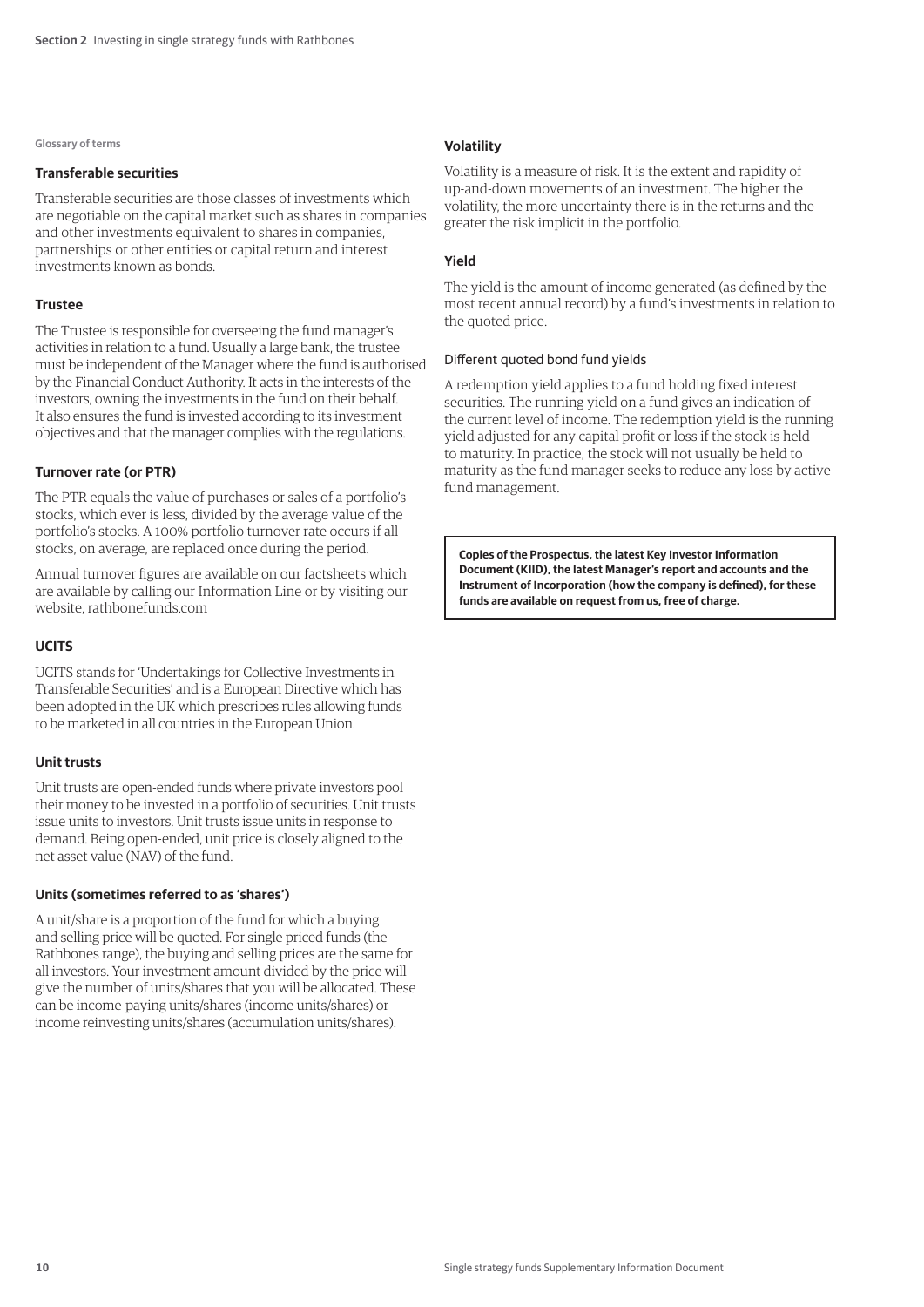Glossary of terms

### Transferable securities

Transferable securities are those classes of investments which are negotiable on the capital market such as shares in companies and other investments equivalent to shares in companies, partnerships or other entities or capital return and interest investments known as bonds.

### Trustee

The Trustee is responsible for overseeing the fund manager's activities in relation to a fund. Usually a large bank, the trustee must be independent of the Manager where the fund is authorised by the Financial Conduct Authority. It acts in the interests of the investors, owning the investments in the fund on their behalf. It also ensures the fund is invested according to its investment objectives and that the manager complies with the regulations.

### Turnover rate (or PTR)

The PTR equals the value of purchases or sales of a portfolio's stocks, which ever is less, divided by the average value of the portfolio's stocks. A 100% portfolio turnover rate occurs if all stocks, on average, are replaced once during the period.

Annual turnover figures are available on our factsheets which are available by calling our Information Line or by visiting our website, rathbonefunds.com

### UCITS

UCITS stands for 'Undertakings for Collective Investments in Transferable Securities' and is a European Directive which has been adopted in the UK which prescribes rules allowing funds to be marketed in all countries in the European Union.

### Unit trusts

Unit trusts are open-ended funds where private investors pool their money to be invested in a portfolio of securities. Unit trusts issue units to investors. Unit trusts issue units in response to demand. Being open-ended, unit price is closely aligned to the net asset value (NAV) of the fund.

### Units (sometimes referred to as 'shares')

A unit/share is a proportion of the fund for which a buying and selling price will be quoted. For single priced funds (the Rathbones range), the buying and selling prices are the same for all investors. Your investment amount divided by the price will give the number of units/shares that you will be allocated. These can be income-paying units/shares (income units/shares) or income reinvesting units/shares (accumulation units/shares).

### Volatility

Volatility is a measure of risk. It is the extent and rapidity of up-and-down movements of an investment. The higher the volatility, the more uncertainty there is in the returns and the greater the risk implicit in the portfolio.

### Yield

The yield is the amount of income generated (as defined by the most recent annual record) by a fund's investments in relation to the quoted price.

#### Different quoted bond fund yields

A redemption yield applies to a fund holding fixed interest securities. The running yield on a fund gives an indication of the current level of income. The redemption yield is the running yield adjusted for any capital profit or loss if the stock is held to maturity. In practice, the stock will not usually be held to maturity as the fund manager seeks to reduce any loss by active fund management.

**Copies of the Prospectus, the latest Key Investor Information Document (KIID), the latest Manager's report and accounts and the Instrument of Incorporation (how the company is defined), for these funds are available on request from us, free of charge.**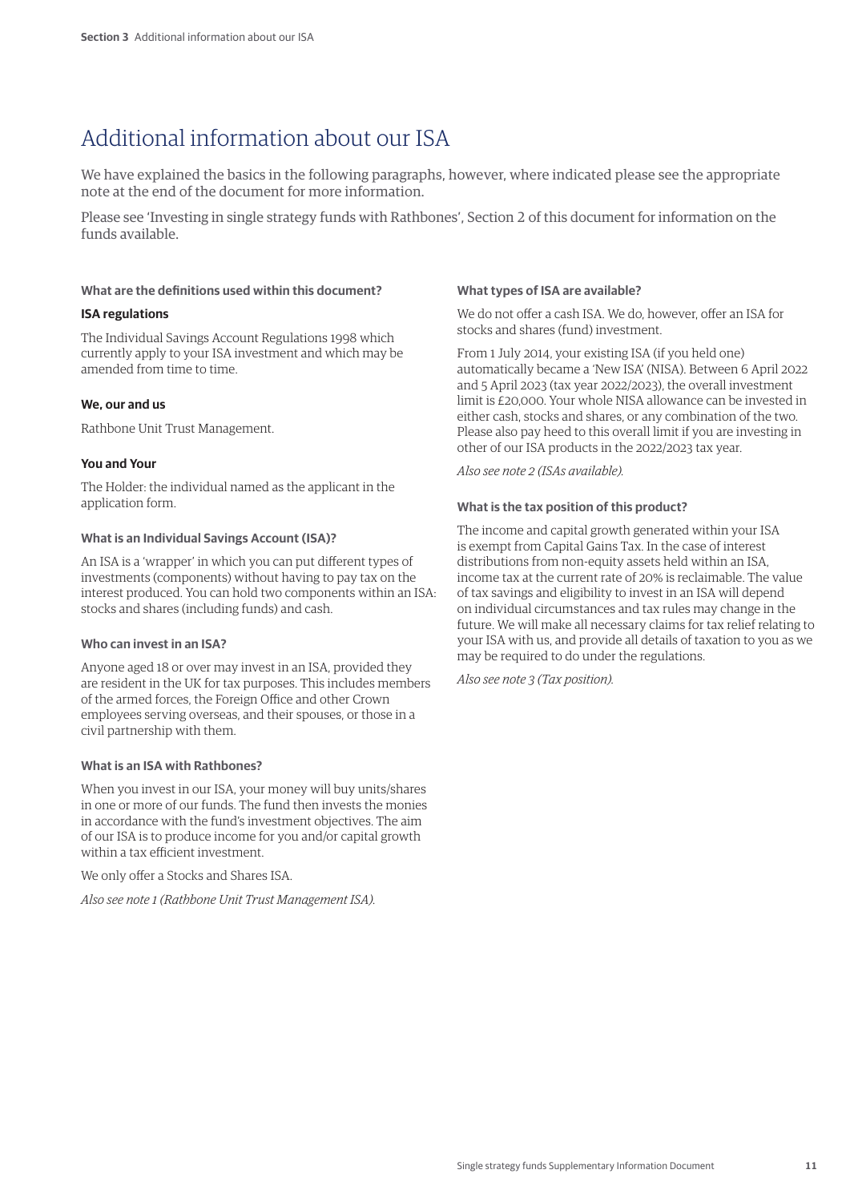# Additional information about our ISA

We have explained the basics in the following paragraphs, however, where indicated please see the appropriate note at the end of the document for more information.

Please see 'Investing in single strategy funds with Rathbones', Section 2 of this document for information on the funds available.

### What are the definitions used within this document?

**ISA regulations**

The Individual Savings Account Regulations 1998 which currently apply to your ISA investment and which may be amended from time to time.

**We, our and us**

Rathbone Unit Trust Management.

**You and Your**

The Holder: the individual named as the applicant in the application form.

### What is an Individual Savings Account (ISA)?

An ISA is a 'wrapper' in which you can put different types of investments (components) without having to pay tax on the interest produced. You can hold two components within an ISA: stocks and shares (including funds) and cash.

### Who can invest in an ISA?

Anyone aged 18 or over may invest in an ISA, provided they are resident in the UK for tax purposes. This includes members of the armed forces, the Foreign Office and other Crown employees serving overseas, and their spouses, or those in a civil partnership with them.

### What is an ISA with Rathbones?

When you invest in our ISA, your money will buy units/shares in one or more of our funds. The fund then invests the monies in accordance with the fund's investment objectives. The aim of our ISA is to produce income for you and/or capital growth within a tax efficient investment.

We only offer a Stocks and Shares ISA.

*Also see note 1 (Rathbone Unit Trust Management ISA).*

### What types of ISA are available?

We do not offer a cash ISA. We do, however, offer an ISA for stocks and shares (fund) investment.

From 1 July 2014, your existing ISA (if you held one) automatically became a 'New ISA' (NISA). Between 6 April 2022 and 5 April 2023 (tax year 2022/2023), the overall investment limit is £20,000. Your whole NISA allowance can be invested in either cash, stocks and shares, or any combination of the two. Please also pay heed to this overall limit if you are investing in other of our ISA products in the 2022/2023 tax year.

*Also see note 2 (ISAs available).*

### What is the tax position of this product?

The income and capital growth generated within your ISA is exempt from Capital Gains Tax. In the case of interest distributions from non-equity assets held within an ISA, income tax at the current rate of 20% is reclaimable. The value of tax savings and eligibility to invest in an ISA will depend on individual circumstances and tax rules may change in the future. We will make all necessary claims for tax relief relating to your ISA with us, and provide all details of taxation to you as we may be required to do under the regulations.

*Also see note 3 (Tax position).*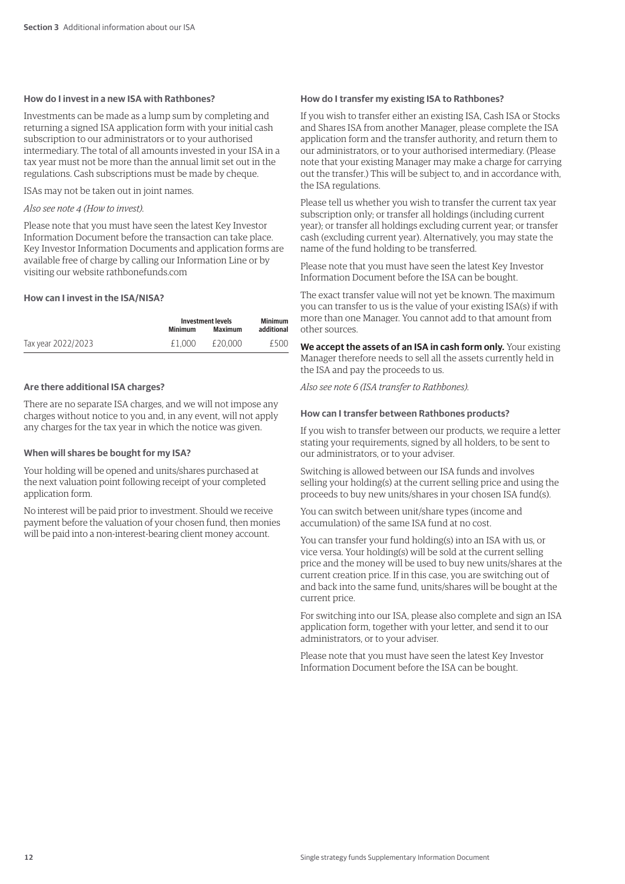### How do I invest in a new ISA with Rathbones?

Investments can be made as a lump sum by completing and returning a signed ISA application form with your initial cash subscription to our administrators or to your authorised intermediary. The total of all amounts invested in your ISA in a tax year must not be more than the annual limit set out in the regulations. Cash subscriptions must be made by cheque.

ISAs may not be taken out in joint names.

*Also see note 4 (How to invest).*

Please note that you must have seen the latest Key Investor Information Document before the transaction can take place. Key Investor Information Documents and application forms are available free of charge by calling our Information Line or by visiting our website rathbonefunds.com

### How can I invest in the ISA/NISA?

| | Investment levels | | Minimum |
|---|---|---|---|
| | Minimum | Maximum | additional |
| Tax year 2022/2023 | £1,000 | £20,000 | £500 |

### Are there additional ISA charges?

There are no separate ISA charges, and we will not impose any charges without notice to you and, in any event, will not apply any charges for the tax year in which the notice was given.

### When will shares be bought for my ISA?

Your holding will be opened and units/shares purchased at the next valuation point following receipt of your completed application form.

No interest will be paid prior to investment. Should we receive payment before the valuation of your chosen fund, then monies will be paid into a non-interest-bearing client money account.

### How do I transfer my existing ISA to Rathbones?

If you wish to transfer either an existing ISA, Cash ISA or Stocks and Shares ISA from another Manager, please complete the ISA application form and the transfer authority, and return them to our administrators, or to your authorised intermediary. (Please note that your existing Manager may make a charge for carrying out the transfer.) This will be subject to, and in accordance with, the ISA regulations.

Please tell us whether you wish to transfer the current tax year subscription only; or transfer all holdings (including current year); or transfer all holdings excluding current year; or transfer cash (excluding current year). Alternatively, you may state the name of the fund holding to be transferred.

Please note that you must have seen the latest Key Investor Information Document before the ISA can be bought.

The exact transfer value will not yet be known. The maximum you can transfer to us is the value of your existing ISA(s) if with more than one Manager. You cannot add to that amount from other sources.

**We accept the assets of an ISA in cash form only.** Your existing Manager therefore needs to sell all the assets currently held in the ISA and pay the proceeds to us.

*Also see note 6 (ISA transfer to Rathbones).*

### How can I transfer between Rathbones products?

If you wish to transfer between our products, we require a letter stating your requirements, signed by all holders, to be sent to our administrators, or to your adviser.

Switching is allowed between our ISA funds and involves selling your holding(s) at the current selling price and using the proceeds to buy new units/shares in your chosen ISA fund(s).

You can switch between unit/share types (income and accumulation) of the same ISA fund at no cost.

You can transfer your fund holding(s) into an ISA with us, or vice versa. Your holding(s) will be sold at the current selling price and the money will be used to buy new units/shares at the current creation price. If in this case, you are switching out of and back into the same fund, units/shares will be bought at the current price.

For switching into our ISA, please also complete and sign an ISA application form, together with your letter, and send it to our administrators, or to your adviser.

Please note that you must have seen the latest Key Investor Information Document before the ISA can be bought.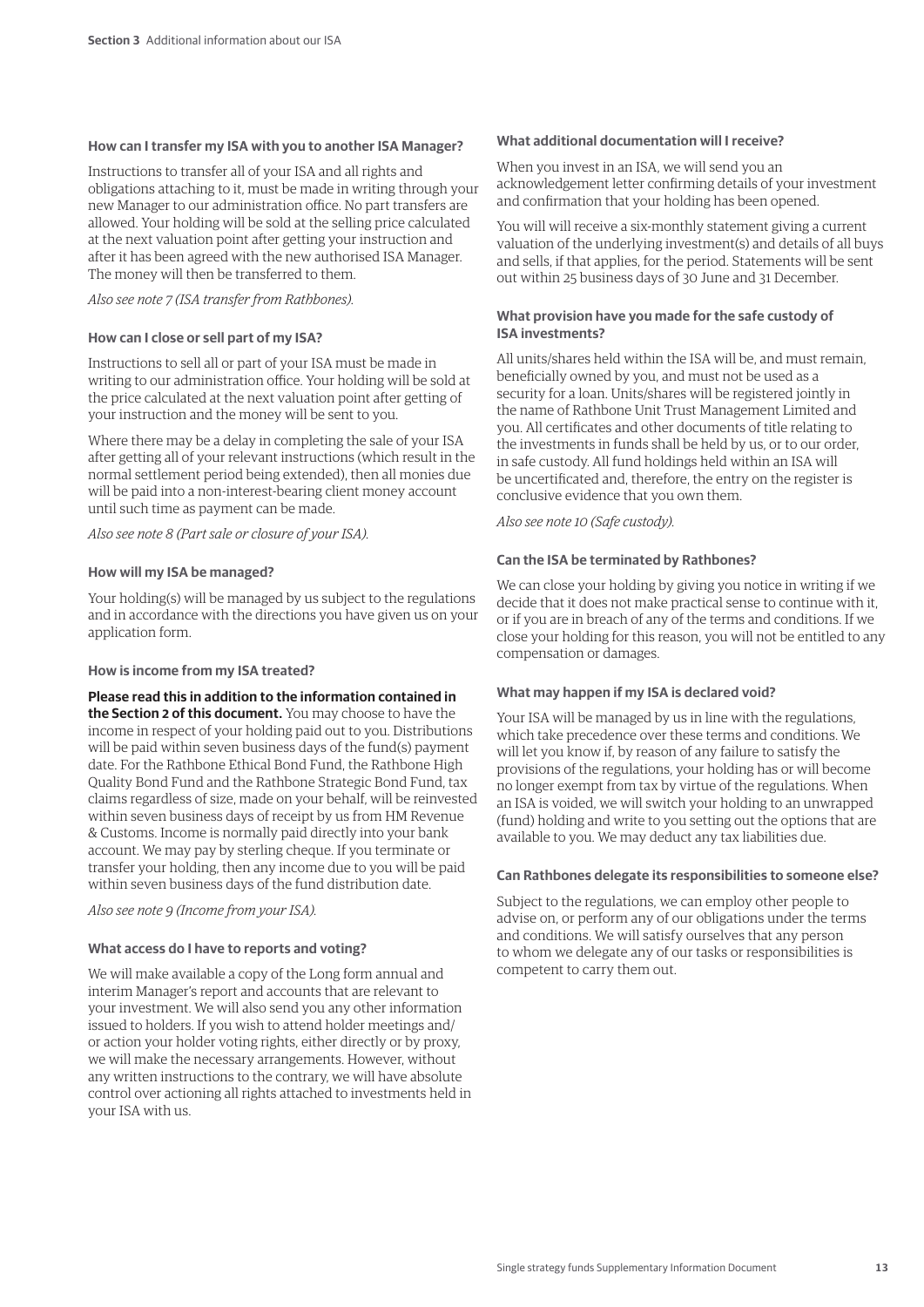### How can I transfer my ISA with you to another ISA Manager?

Instructions to transfer all of your ISA and all rights and obligations attaching to it, must be made in writing through your new Manager to our administration office. No part transfers are allowed. Your holding will be sold at the selling price calculated at the next valuation point after getting your instruction and after it has been agreed with the new authorised ISA Manager. The money will then be transferred to them.

*Also see note 7 (ISA transfer from Rathbones).*

### How can I close or sell part of my ISA?

Instructions to sell all or part of your ISA must be made in writing to our administration office. Your holding will be sold at the price calculated at the next valuation point after getting of your instruction and the money will be sent to you.

Where there may be a delay in completing the sale of your ISA after getting all of your relevant instructions (which result in the normal settlement period being extended), then all monies due will be paid into a non-interest-bearing client money account until such time as payment can be made.

*Also see note 8 (Part sale or closure of your ISA).*

### How will my ISA be managed?

Your holding(s) will be managed by us subject to the regulations and in accordance with the directions you have given us on your application form.

### How is income from my ISA treated?

**Please read this in addition to the information contained in the Section 2 of this document.** You may choose to have the income in respect of your holding paid out to you. Distributions will be paid within seven business days of the fund(s) payment date. For the Rathbone Ethical Bond Fund, the Rathbone High Quality Bond Fund and the Rathbone Strategic Bond Fund, tax claims regardless of size, made on your behalf, will be reinvested within seven business days of receipt by us from HM Revenue & Customs. Income is normally paid directly into your bank account. We may pay by sterling cheque. If you terminate or transfer your holding, then any income due to you will be paid within seven business days of the fund distribution date.

*Also see note 9 (Income from your ISA).*

### What access do I have to reports and voting?

We will make available a copy of the Long form annual and interim Manager's report and accounts that are relevant to your investment. We will also send you any other information issued to holders. If you wish to attend holder meetings and/or action your holder voting rights, either directly or by proxy, we will make the necessary arrangements. However, without any written instructions to the contrary, we will have absolute control over actioning all rights attached to investments held in your ISA with us.

### What additional documentation will I receive?

When you invest in an ISA, we will send you an acknowledgement letter confirming details of your investment and confirmation that your holding has been opened.

You will will receive a six-monthly statement giving a current valuation of the underlying investment(s) and details of all buys and sells, if that applies, for the period. Statements will be sent out within 25 business days of 30 June and 31 December.

### What provision have you made for the safe custody of ISA investments?

All units/shares held within the ISA will be, and must remain, beneficially owned by you, and must not be used as a security for a loan. Units/shares will be registered jointly in the name of Rathbone Unit Trust Management Limited and you. All certificates and other documents of title relating to the investments in funds shall be held by us, or to our order, in safe custody. All fund holdings held within an ISA will be uncertificated and, therefore, the entry on the register is conclusive evidence that you own them.

*Also see note 10 (Safe custody).*

### Can the ISA be terminated by Rathbones?

We can close your holding by giving you notice in writing if we decide that it does not make practical sense to continue with it, or if you are in breach of any of the terms and conditions. If we close your holding for this reason, you will not be entitled to any compensation or damages.

### What may happen if my ISA is declared void?

Your ISA will be managed by us in line with the regulations, which take precedence over these terms and conditions. We will let you know if, by reason of any failure to satisfy the provisions of the regulations, your holding has or will become no longer exempt from tax by virtue of the regulations. When an ISA is voided, we will switch your holding to an unwrapped (fund) holding and write to you setting out the options that are available to you. We may deduct any tax liabilities due.

### Can Rathbones delegate its responsibilities to someone else?

Subject to the regulations, we can employ other people to advise on, or perform any of our obligations under the terms and conditions. We will satisfy ourselves that any person to whom we delegate any of our tasks or responsibilities is competent to carry them out.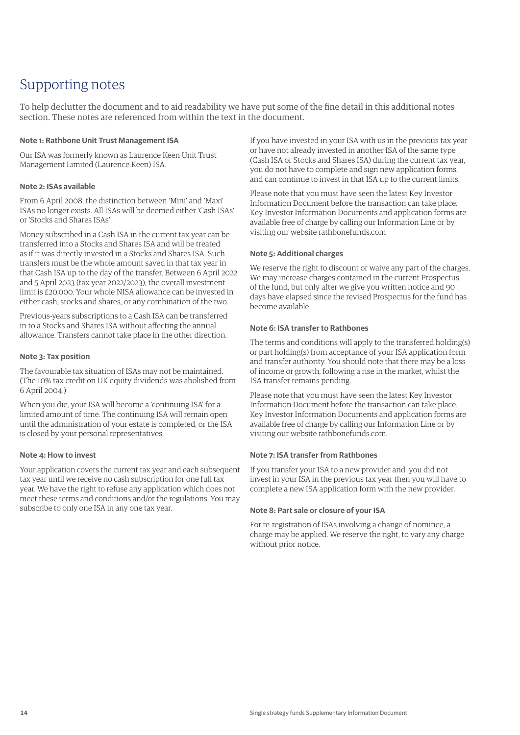# Supporting notes

To help declutter the document and to aid readability we have put some of the fine detail in this additional notes section. These notes are referenced from within the text in the document.

**Note 1: Rathbone Unit Trust Management ISA**

Our ISA was formerly known as Laurence Keen Unit Trust Management Limited (Laurence Keen) ISA.

**Note 2: ISAs available**

From 6 April 2008, the distinction between 'Mini' and 'Maxi' ISAs no longer exists. All ISAs will be deemed either 'Cash ISAs' or 'Stocks and Shares ISAs'.

Money subscribed in a Cash ISA in the current tax year can be transferred into a Stocks and Shares ISA and will be treated as if it was directly invested in a Stocks and Shares ISA. Such transfers must be the whole amount saved in that tax year in that Cash ISA up to the day of the transfer. Between 6 April 2022 and 5 April 2023 (tax year 2022/2023), the overall investment limit is £20,000. Your whole NISA allowance can be invested in either cash, stocks and shares, or any combination of the two.

Previous-years subscriptions to a Cash ISA can be transferred in to a Stocks and Shares ISA without affecting the annual allowance. Transfers cannot take place in the other direction.

**Note 3: Tax position**

The favourable tax situation of ISAs may not be maintained. (The 10% tax credit on UK equity dividends was abolished from 6 April 2004.)

When you die, your ISA will become a 'continuing ISA' for a limited amount of time. The continuing ISA will remain open until the administration of your estate is completed, or the ISA is closed by your personal representatives.

**Note 4: How to invest**

Your application covers the current tax year and each subsequent tax year until we receive no cash subscription for one full tax year. We have the right to refuse any application which does not meet these terms and conditions and/or the regulations. You may subscribe to only one ISA in any one tax year.

If you have invested in your ISA with us in the previous tax year or have not already invested in another ISA of the same type (Cash ISA or Stocks and Shares ISA) during the current tax year, you do not have to complete and sign new application forms, and can continue to invest in that ISA up to the current limits.

Please note that you must have seen the latest Key Investor Information Document before the transaction can take place. Key Investor Information Documents and application forms are available free of charge by calling our Information Line or by visiting our website rathbonefunds.com

**Note 5: Additional charges**

We reserve the right to discount or waive any part of the charges. We may increase charges contained in the current Prospectus of the fund, but only after we give you written notice and 90 days have elapsed since the revised Prospectus for the fund has become available.

**Note 6: ISA transfer to Rathbones**

The terms and conditions will apply to the transferred holding(s) or part holding(s) from acceptance of your ISA application form and transfer authority. You should note that there may be a loss of income or growth, following a rise in the market, whilst the ISA transfer remains pending.

Please note that you must have seen the latest Key Investor Information Document before the transaction can take place. Key Investor Information Documents and application forms are available free of charge by calling our Information Line or by visiting our website rathbonefunds.com.

**Note 7: ISA transfer from Rathbones**

If you transfer your ISA to a new provider and you did not invest in your ISA in the previous tax year then you will have to complete a new ISA application form with the new provider.

**Note 8: Part sale or closure of your ISA**

For re-registration of ISAs involving a change of nominee, a charge may be applied. We reserve the right, to vary any charge without prior notice.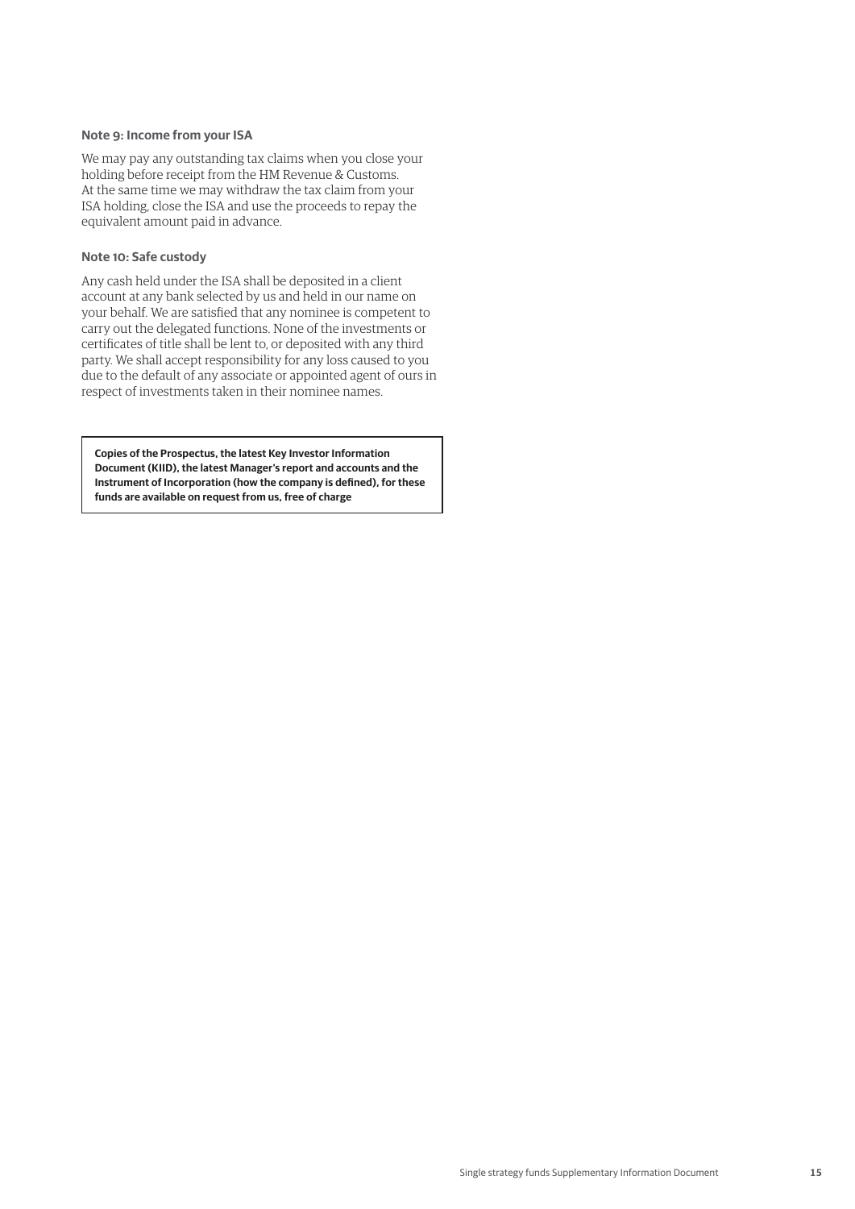### Note 9: Income from your ISA

We may pay any outstanding tax claims when you close your holding before receipt from the HM Revenue & Customs. At the same time we may withdraw the tax claim from your ISA holding, close the ISA and use the proceeds to repay the equivalent amount paid in advance.

### Note 10: Safe custody

Any cash held under the ISA shall be deposited in a client account at any bank selected by us and held in our name on your behalf. We are satisfied that any nominee is competent to carry out the delegated functions. None of the investments or certificates of title shall be lent to, or deposited with any third party. We shall accept responsibility for any loss caused to you due to the default of any associate or appointed agent of ours in respect of investments taken in their nominee names.

**Copies of the Prospectus, the latest Key Investor Information Document (KIID), the latest Manager's report and accounts and the Instrument of Incorporation (how the company is defined), for these funds are available on request from us, free of charge**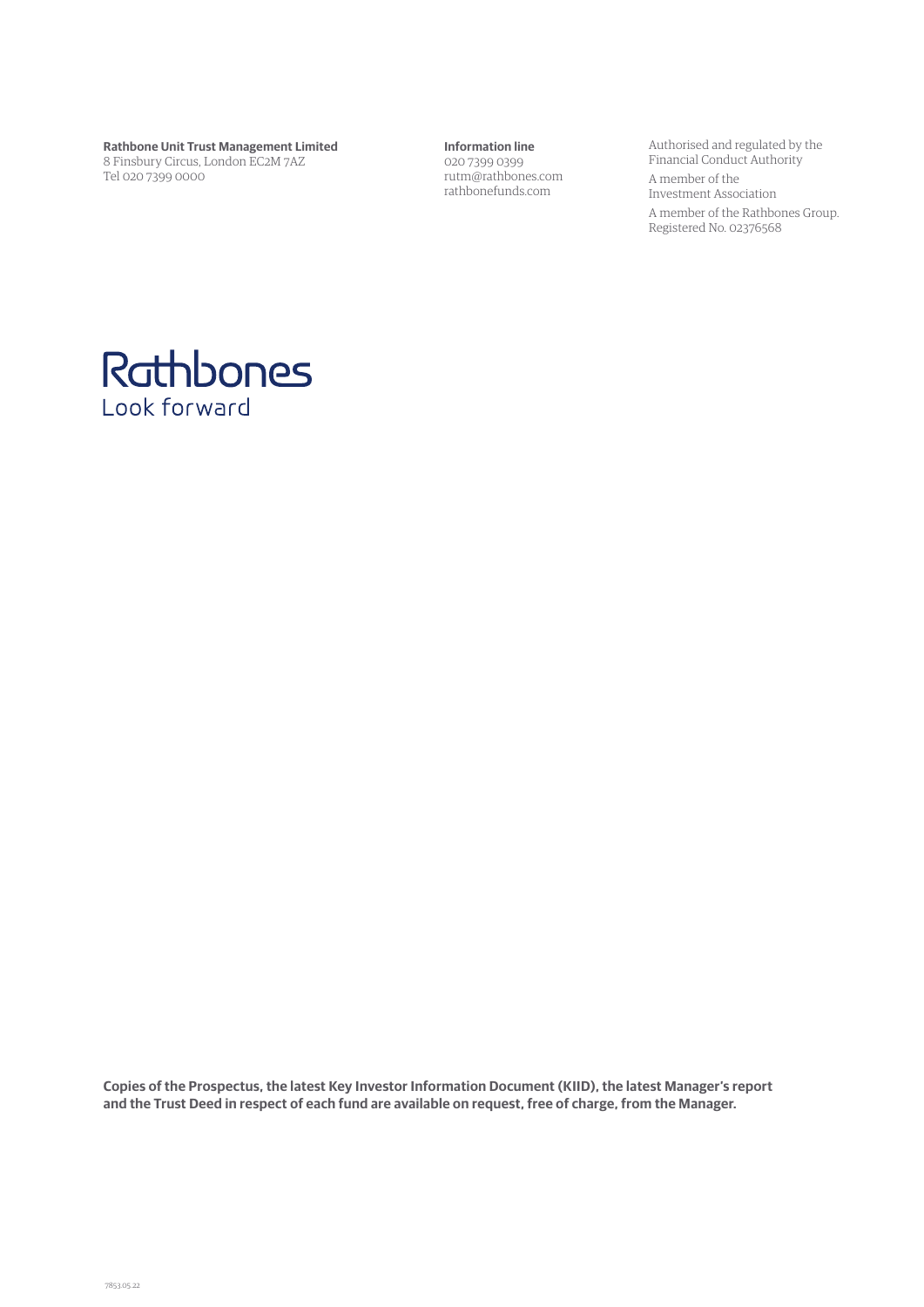**Rathbone Unit Trust Management Limited**
8 Finsbury Circus, London EC2M 7AZ
Tel 020 7399 0000

**Information line**
020 7399 0399
rutm@rathbones.com
rathbonefunds.com

Authorised and regulated by the Financial Conduct Authority

A member of the Investment Association

A member of the Rathbones Group. Registered No. 02376568

Rathbones
Look forward

**Copies of the Prospectus, the latest Key Investor Information Document (KIID), the latest Manager's report and the Trust Deed in respect of each fund are available on request, free of charge, from the Manager.**

7853.05.22